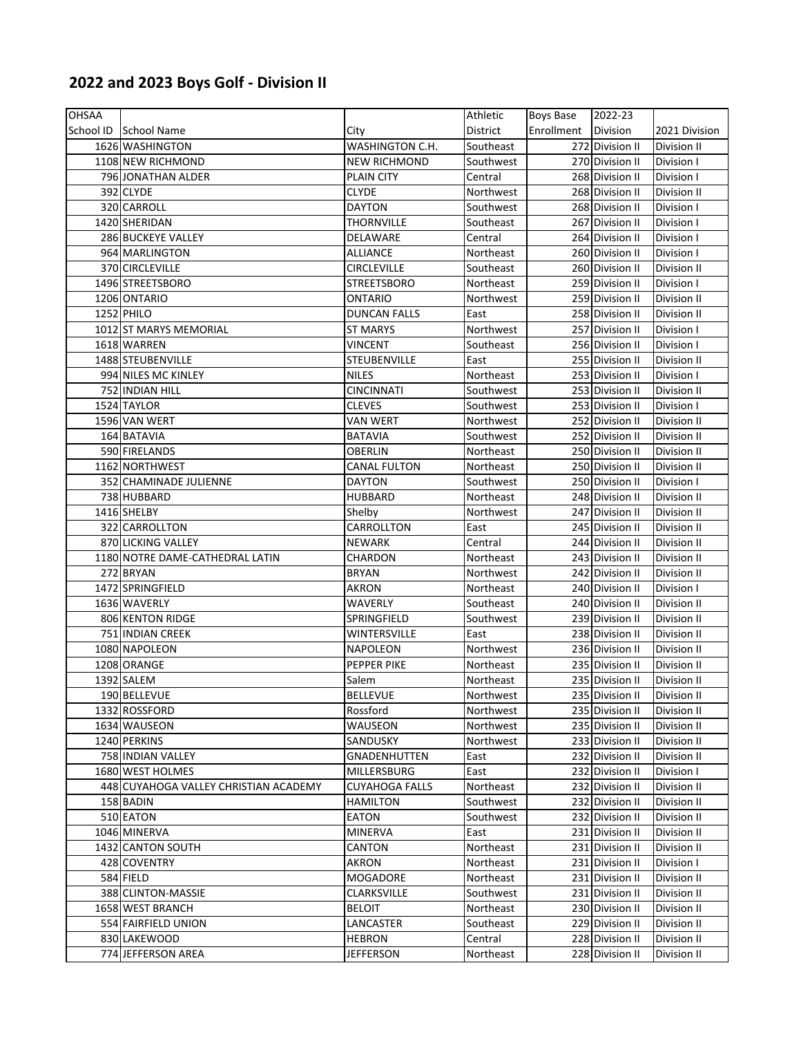# 2022 and 2023 Boys Golf - Division II

| OHSAA School ID | School Name | City | Athletic District | Boys Base Enrollment | 2022-23 Division | 2021 Division |
|---|---|---|---|---|---|---|
| 1626 | WASHINGTON | WASHINGTON C.H. | Southeast | 272 | Division II | Division II |
| 1108 | NEW RICHMOND | NEW RICHMOND | Southwest | 270 | Division II | Division I |
| 796 | JONATHAN ALDER | PLAIN CITY | Central | 268 | Division II | Division I |
| 392 | CLYDE | CLYDE | Northwest | 268 | Division II | Division II |
| 320 | CARROLL | DAYTON | Southwest | 268 | Division II | Division I |
| 1420 | SHERIDAN | THORNVILLE | Southeast | 267 | Division II | Division I |
| 286 | BUCKEYE VALLEY | DELAWARE | Central | 264 | Division II | Division I |
| 964 | MARLINGTON | ALLIANCE | Northeast | 260 | Division II | Division I |
| 370 | CIRCLEVILLE | CIRCLEVILLE | Southeast | 260 | Division II | Division II |
| 1496 | STREETSBORO | STREETSBORO | Northeast | 259 | Division II | Division I |
| 1206 | ONTARIO | ONTARIO | Northwest | 259 | Division II | Division II |
| 1252 | PHILO | DUNCAN FALLS | East | 258 | Division II | Division II |
| 1012 | ST MARYS MEMORIAL | ST MARYS | Northwest | 257 | Division II | Division I |
| 1618 | WARREN | VINCENT | Southeast | 256 | Division II | Division I |
| 1488 | STEUBENVILLE | STEUBENVILLE | East | 255 | Division II | Division II |
| 994 | NILES MC KINLEY | NILES | Northeast | 253 | Division II | Division I |
| 752 | INDIAN HILL | CINCINNATI | Southwest | 253 | Division II | Division II |
| 1524 | TAYLOR | CLEVES | Southwest | 253 | Division II | Division I |
| 1596 | VAN WERT | VAN WERT | Northwest | 252 | Division II | Division II |
| 164 | BATAVIA | BATAVIA | Southwest | 252 | Division II | Division II |
| 590 | FIRELANDS | OBERLIN | Northeast | 250 | Division II | Division II |
| 1162 | NORTHWEST | CANAL FULTON | Northeast | 250 | Division II | Division II |
| 352 | CHAMINADE JULIENNE | DAYTON | Southwest | 250 | Division II | Division I |
| 738 | HUBBARD | HUBBARD | Northeast | 248 | Division II | Division II |
| 1416 | SHELBY | Shelby | Northwest | 247 | Division II | Division II |
| 322 | CARROLLTON | CARROLLTON | East | 245 | Division II | Division II |
| 870 | LICKING VALLEY | NEWARK | Central | 244 | Division II | Division II |
| 1180 | NOTRE DAME-CATHEDRAL LATIN | CHARDON | Northeast | 243 | Division II | Division II |
| 272 | BRYAN | BRYAN | Northwest | 242 | Division II | Division II |
| 1472 | SPRINGFIELD | AKRON | Northeast | 240 | Division II | Division I |
| 1636 | WAVERLY | WAVERLY | Southeast | 240 | Division II | Division II |
| 806 | KENTON RIDGE | SPRINGFIELD | Southwest | 239 | Division II | Division II |
| 751 | INDIAN CREEK | WINTERSVILLE | East | 238 | Division II | Division II |
| 1080 | NAPOLEON | NAPOLEON | Northwest | 236 | Division II | Division II |
| 1208 | ORANGE | PEPPER PIKE | Northeast | 235 | Division II | Division II |
| 1392 | SALEM | Salem | Northeast | 235 | Division II | Division II |
| 190 | BELLEVUE | BELLEVUE | Northwest | 235 | Division II | Division II |
| 1332 | ROSSFORD | Rossford | Northwest | 235 | Division II | Division II |
| 1634 | WAUSEON | WAUSEON | Northwest | 235 | Division II | Division II |
| 1240 | PERKINS | SANDUSKY | Northwest | 233 | Division II | Division II |
| 758 | INDIAN VALLEY | GNADENHUTTEN | East | 232 | Division II | Division II |
| 1680 | WEST HOLMES | MILLERSBURG | East | 232 | Division II | Division I |
| 448 | CUYAHOGA VALLEY CHRISTIAN ACADEMY | CUYAHOGA FALLS | Northeast | 232 | Division II | Division II |
| 158 | BADIN | HAMILTON | Southwest | 232 | Division II | Division II |
| 510 | EATON | EATON | Southwest | 232 | Division II | Division II |
| 1046 | MINERVA | MINERVA | East | 231 | Division II | Division II |
| 1432 | CANTON SOUTH | CANTON | Northeast | 231 | Division II | Division II |
| 428 | COVENTRY | AKRON | Northeast | 231 | Division II | Division I |
| 584 | FIELD | MOGADORE | Northeast | 231 | Division II | Division II |
| 388 | CLINTON-MASSIE | CLARKSVILLE | Southwest | 231 | Division II | Division II |
| 1658 | WEST BRANCH | BELOIT | Northeast | 230 | Division II | Division II |
| 554 | FAIRFIELD UNION | LANCASTER | Southeast | 229 | Division II | Division II |
| 830 | LAKEWOOD | HEBRON | Central | 228 | Division II | Division II |
| 774 | JEFFERSON AREA | JEFFERSON | Northeast | 228 | Division II | Division II |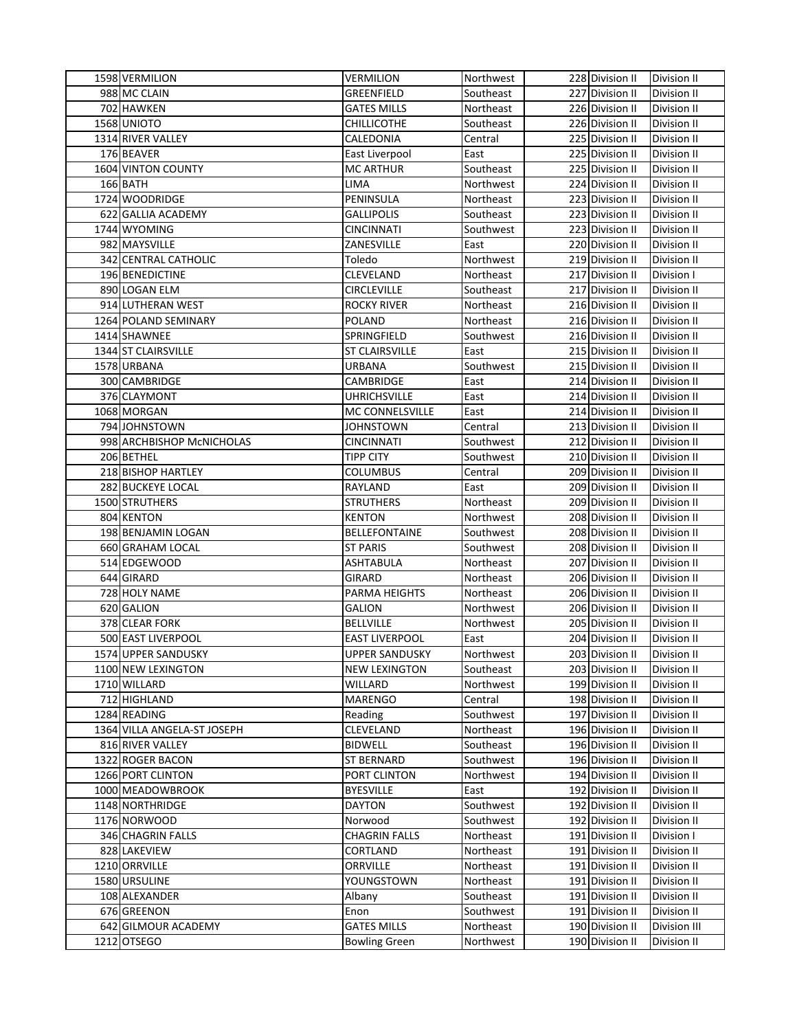| | | | | | | |
|---|---|---|---|---|---|---|
| 1598 | VERMILION | VERMILION | Northwest | 228 | Division II | Division II |
| 988 | MC CLAIN | GREENFIELD | Southeast | 227 | Division II | Division II |
| 702 | HAWKEN | GATES MILLS | Northeast | 226 | Division II | Division II |
| 1568 | UNIOTO | CHILLICOTHE | Southeast | 226 | Division II | Division II |
| 1314 | RIVER VALLEY | CALEDONIA | Central | 225 | Division II | Division II |
| 176 | BEAVER | East Liverpool | East | 225 | Division II | Division II |
| 1604 | VINTON COUNTY | MC ARTHUR | Southeast | 225 | Division II | Division II |
| 166 | BATH | LIMA | Northwest | 224 | Division II | Division II |
| 1724 | WOODRIDGE | PENINSULA | Northeast | 223 | Division II | Division II |
| 622 | GALLIA ACADEMY | GALLIPOLIS | Southeast | 223 | Division II | Division II |
| 1744 | WYOMING | CINCINNATI | Southwest | 223 | Division II | Division II |
| 982 | MAYSVILLE | ZANESVILLE | East | 220 | Division II | Division II |
| 342 | CENTRAL CATHOLIC | Toledo | Northwest | 219 | Division II | Division II |
| 196 | BENEDICTINE | CLEVELAND | Northeast | 217 | Division II | Division I |
| 890 | LOGAN ELM | CIRCLEVILLE | Southeast | 217 | Division II | Division II |
| 914 | LUTHERAN WEST | ROCKY RIVER | Northeast | 216 | Division II | Division II |
| 1264 | POLAND SEMINARY | POLAND | Northeast | 216 | Division II | Division II |
| 1414 | SHAWNEE | SPRINGFIELD | Southwest | 216 | Division II | Division II |
| 1344 | ST CLAIRSVILLE | ST CLAIRSVILLE | East | 215 | Division II | Division II |
| 1578 | URBANA | URBANA | Southwest | 215 | Division II | Division II |
| 300 | CAMBRIDGE | CAMBRIDGE | East | 214 | Division II | Division II |
| 376 | CLAYMONT | UHRICHSVILLE | East | 214 | Division II | Division II |
| 1068 | MORGAN | MC CONNELSVILLE | East | 214 | Division II | Division II |
| 794 | JOHNSTOWN | JOHNSTOWN | Central | 213 | Division II | Division II |
| 998 | ARCHBISHOP McNICHOLAS | CINCINNATI | Southwest | 212 | Division II | Division II |
| 206 | BETHEL | TIPP CITY | Southwest | 210 | Division II | Division II |
| 218 | BISHOP HARTLEY | COLUMBUS | Central | 209 | Division II | Division II |
| 282 | BUCKEYE LOCAL | RAYLAND | East | 209 | Division II | Division II |
| 1500 | STRUTHERS | STRUTHERS | Northeast | 209 | Division II | Division II |
| 804 | KENTON | KENTON | Northwest | 208 | Division II | Division II |
| 198 | BENJAMIN LOGAN | BELLEFONTAINE | Southwest | 208 | Division II | Division II |
| 660 | GRAHAM LOCAL | ST PARIS | Southwest | 208 | Division II | Division II |
| 514 | EDGEWOOD | ASHTABULA | Northeast | 207 | Division II | Division II |
| 644 | GIRARD | GIRARD | Northeast | 206 | Division II | Division II |
| 728 | HOLY NAME | PARMA HEIGHTS | Northeast | 206 | Division II | Division II |
| 620 | GALION | GALION | Northwest | 206 | Division II | Division II |
| 378 | CLEAR FORK | BELLVILLE | Northwest | 205 | Division II | Division II |
| 500 | EAST LIVERPOOL | EAST LIVERPOOL | East | 204 | Division II | Division II |
| 1574 | UPPER SANDUSKY | UPPER SANDUSKY | Northwest | 203 | Division II | Division II |
| 1100 | NEW LEXINGTON | NEW LEXINGTON | Southeast | 203 | Division II | Division II |
| 1710 | WILLARD | WILLARD | Northwest | 199 | Division II | Division II |
| 712 | HIGHLAND | MARENGO | Central | 198 | Division II | Division II |
| 1284 | READING | Reading | Southwest | 197 | Division II | Division II |
| 1364 | VILLA ANGELA-ST JOSEPH | CLEVELAND | Northeast | 196 | Division II | Division II |
| 816 | RIVER VALLEY | BIDWELL | Southeast | 196 | Division II | Division II |
| 1322 | ROGER BACON | ST BERNARD | Southwest | 196 | Division II | Division II |
| 1266 | PORT CLINTON | PORT CLINTON | Northwest | 194 | Division II | Division II |
| 1000 | MEADOWBROOK | BYESVILLE | East | 192 | Division II | Division II |
| 1148 | NORTHRIDGE | DAYTON | Southwest | 192 | Division II | Division II |
| 1176 | NORWOOD | Norwood | Southwest | 192 | Division II | Division II |
| 346 | CHAGRIN FALLS | CHAGRIN FALLS | Northeast | 191 | Division II | Division I |
| 828 | LAKEVIEW | CORTLAND | Northeast | 191 | Division II | Division II |
| 1210 | ORRVILLE | ORRVILLE | Northeast | 191 | Division II | Division II |
| 1580 | URSULINE | YOUNGSTOWN | Northeast | 191 | Division II | Division II |
| 108 | ALEXANDER | Albany | Southeast | 191 | Division II | Division II |
| 676 | GREENON | Enon | Southwest | 191 | Division II | Division II |
| 642 | GILMOUR ACADEMY | GATES MILLS | Northeast | 190 | Division II | Division III |
| 1212 | OTSEGO | Bowling Green | Northwest | 190 | Division II | Division II |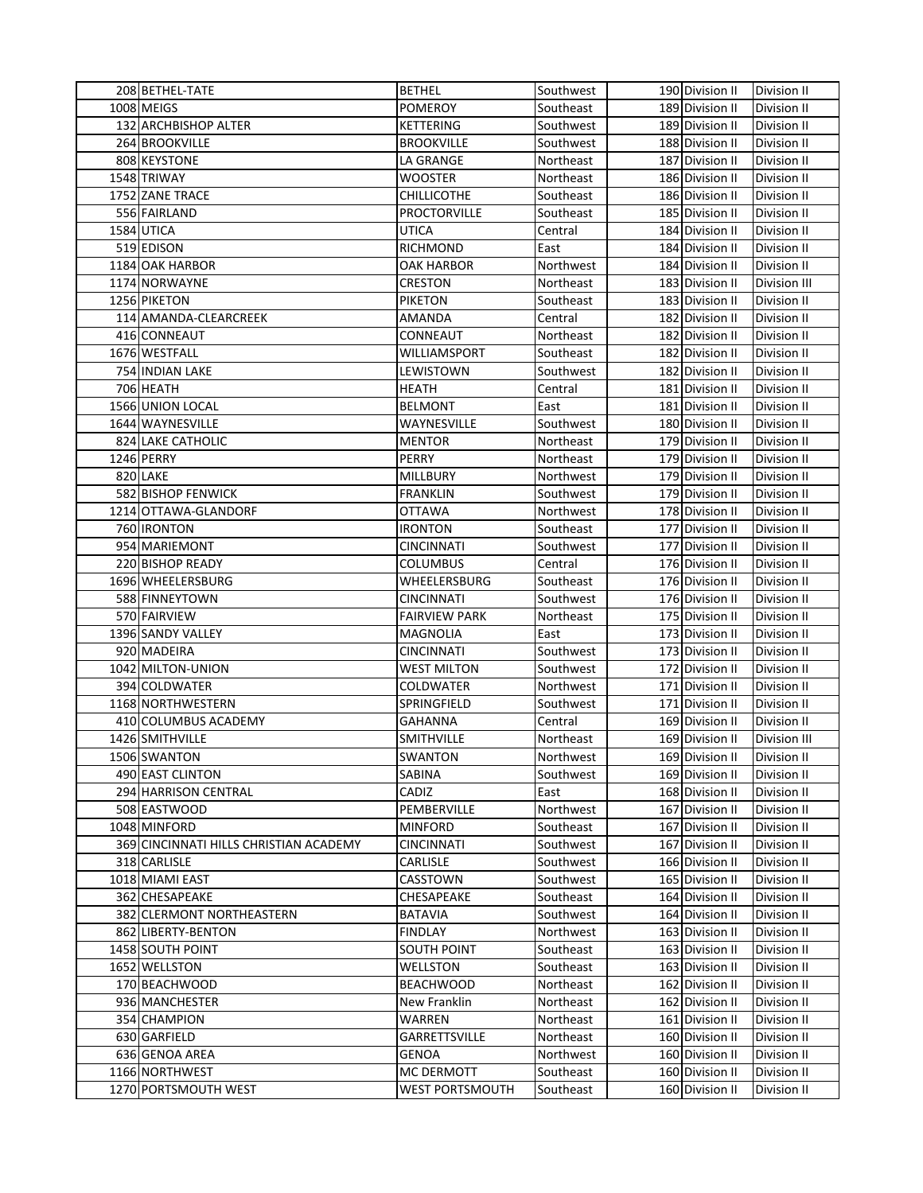| | | | | | |
|---|---|---|---|---|---|
| 208 | BETHEL-TATE | BETHEL | Southwest | 190 Division II | Division II |
| 1008 | MEIGS | POMEROY | Southeast | 189 Division II | Division II |
| 132 | ARCHBISHOP ALTER | KETTERING | Southwest | 189 Division II | Division II |
| 264 | BROOKVILLE | BROOKVILLE | Southwest | 188 Division II | Division II |
| 808 | KEYSTONE | LA GRANGE | Northeast | 187 Division II | Division II |
| 1548 | TRIWAY | WOOSTER | Northeast | 186 Division II | Division II |
| 1752 | ZANE TRACE | CHILLICOTHE | Southeast | 186 Division II | Division II |
| 556 | FAIRLAND | PROCTORVILLE | Southeast | 185 Division II | Division II |
| 1584 | UTICA | UTICA | Central | 184 Division II | Division II |
| 519 | EDISON | RICHMOND | East | 184 Division II | Division II |
| 1184 | OAK HARBOR | OAK HARBOR | Northwest | 184 Division II | Division II |
| 1174 | NORWAYNE | CRESTON | Northeast | 183 Division II | Division III |
| 1256 | PIKETON | PIKETON | Southeast | 183 Division II | Division II |
| 114 | AMANDA-CLEARCREEK | AMANDA | Central | 182 Division II | Division II |
| 416 | CONNEAUT | CONNEAUT | Northeast | 182 Division II | Division II |
| 1676 | WESTFALL | WILLIAMSPORT | Southeast | 182 Division II | Division II |
| 754 | INDIAN LAKE | LEWISTOWN | Southwest | 182 Division II | Division II |
| 706 | HEATH | HEATH | Central | 181 Division II | Division II |
| 1566 | UNION LOCAL | BELMONT | East | 181 Division II | Division II |
| 1644 | WAYNESVILLE | WAYNESVILLE | Southwest | 180 Division II | Division II |
| 824 | LAKE CATHOLIC | MENTOR | Northeast | 179 Division II | Division II |
| 1246 | PERRY | PERRY | Northeast | 179 Division II | Division II |
| 820 | LAKE | MILLBURY | Northwest | 179 Division II | Division II |
| 582 | BISHOP FENWICK | FRANKLIN | Southwest | 179 Division II | Division II |
| 1214 | OTTAWA-GLANDORF | OTTAWA | Northwest | 178 Division II | Division II |
| 760 | IRONTON | IRONTON | Southeast | 177 Division II | Division II |
| 954 | MARIEMONT | CINCINNATI | Southwest | 177 Division II | Division II |
| 220 | BISHOP READY | COLUMBUS | Central | 176 Division II | Division II |
| 1696 | WHEELERSBURG | WHEELERSBURG | Southeast | 176 Division II | Division II |
| 588 | FINNEYTOWN | CINCINNATI | Southwest | 176 Division II | Division II |
| 570 | FAIRVIEW | FAIRVIEW PARK | Northeast | 175 Division II | Division II |
| 1396 | SANDY VALLEY | MAGNOLIA | East | 173 Division II | Division II |
| 920 | MADEIRA | CINCINNATI | Southwest | 173 Division II | Division II |
| 1042 | MILTON-UNION | WEST MILTON | Southwest | 172 Division II | Division II |
| 394 | COLDWATER | COLDWATER | Northwest | 171 Division II | Division II |
| 1168 | NORTHWESTERN | SPRINGFIELD | Southwest | 171 Division II | Division II |
| 410 | COLUMBUS ACADEMY | GAHANNA | Central | 169 Division II | Division II |
| 1426 | SMITHVILLE | SMITHVILLE | Northeast | 169 Division II | Division III |
| 1506 | SWANTON | SWANTON | Northwest | 169 Division II | Division II |
| 490 | EAST CLINTON | SABINA | Southwest | 169 Division II | Division II |
| 294 | HARRISON CENTRAL | CADIZ | East | 168 Division II | Division II |
| 508 | EASTWOOD | PEMBERVILLE | Northwest | 167 Division II | Division II |
| 1048 | MINFORD | MINFORD | Southeast | 167 Division II | Division II |
| 369 | CINCINNATI HILLS CHRISTIAN ACADEMY | CINCINNATI | Southwest | 167 Division II | Division II |
| 318 | CARLISLE | CARLISLE | Southwest | 166 Division II | Division II |
| 1018 | MIAMI EAST | CASSTOWN | Southwest | 165 Division II | Division II |
| 362 | CHESAPEAKE | CHESAPEAKE | Southeast | 164 Division II | Division II |
| 382 | CLERMONT NORTHEASTERN | BATAVIA | Southwest | 164 Division II | Division II |
| 862 | LIBERTY-BENTON | FINDLAY | Northwest | 163 Division II | Division II |
| 1458 | SOUTH POINT | SOUTH POINT | Southeast | 163 Division II | Division II |
| 1652 | WELLSTON | WELLSTON | Southeast | 163 Division II | Division II |
| 170 | BEACHWOOD | BEACHWOOD | Northeast | 162 Division II | Division II |
| 936 | MANCHESTER | New Franklin | Northeast | 162 Division II | Division II |
| 354 | CHAMPION | WARREN | Northeast | 161 Division II | Division II |
| 630 | GARFIELD | GARRETTSVILLE | Northeast | 160 Division II | Division II |
| 636 | GENOA AREA | GENOA | Northwest | 160 Division II | Division II |
| 1166 | NORTHWEST | MC DERMOTT | Southeast | 160 Division II | Division II |
| 1270 | PORTSMOUTH WEST | WEST PORTSMOUTH | Southeast | 160 Division II | Division II |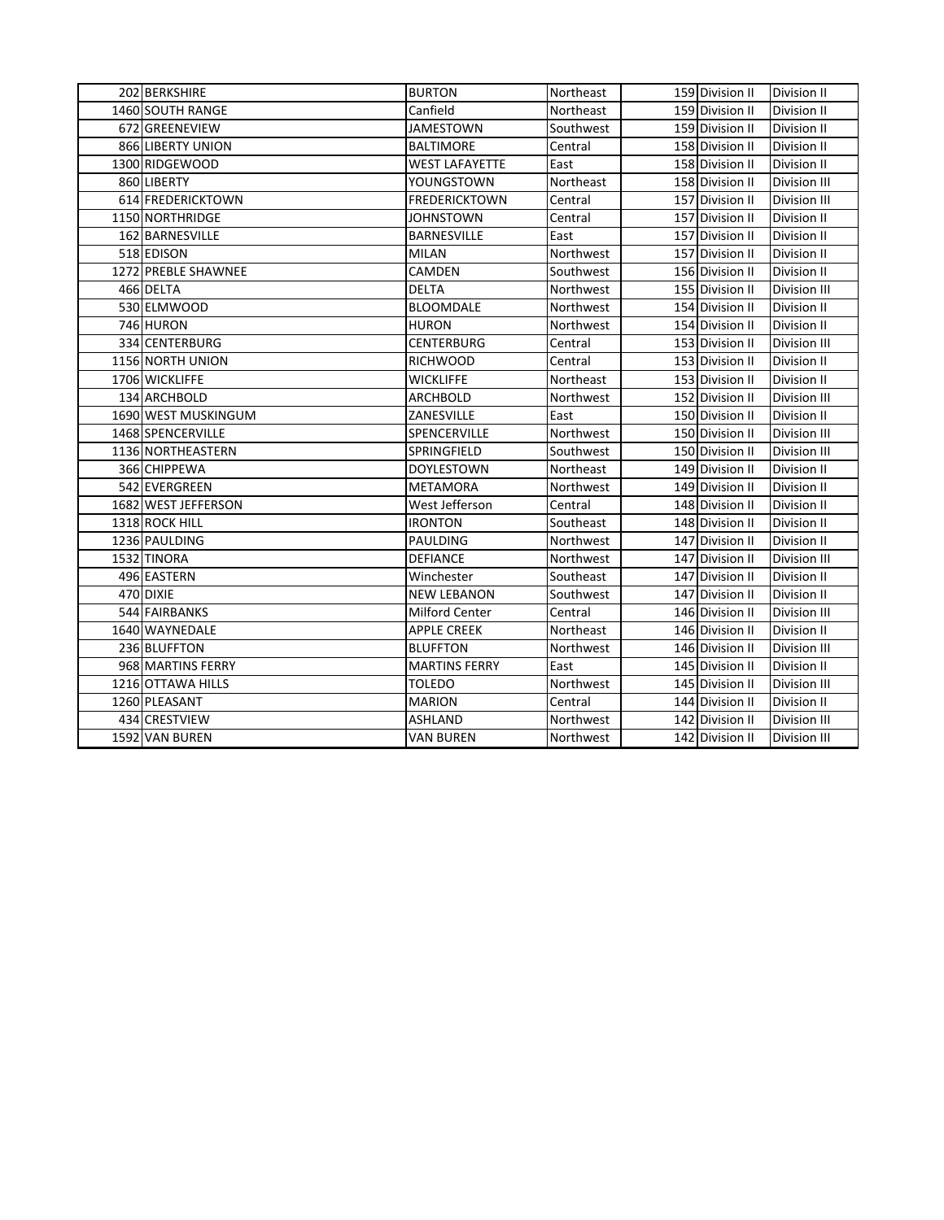| | | | | | | |
|---|---|---|---|---|---|---|
| 202 | BERKSHIRE | BURTON | Northeast | 159 | Division II | Division II |
| 1460 | SOUTH RANGE | Canfield | Northeast | 159 | Division II | Division II |
| 672 | GREENEVIEW | JAMESTOWN | Southwest | 159 | Division II | Division II |
| 866 | LIBERTY UNION | BALTIMORE | Central | 158 | Division II | Division II |
| 1300 | RIDGEWOOD | WEST LAFAYETTE | East | 158 | Division II | Division II |
| 860 | LIBERTY | YOUNGSTOWN | Northeast | 158 | Division II | Division III |
| 614 | FREDERICKTOWN | FREDERICKTOWN | Central | 157 | Division II | Division III |
| 1150 | NORTHRIDGE | JOHNSTOWN | Central | 157 | Division II | Division II |
| 162 | BARNESVILLE | BARNESVILLE | East | 157 | Division II | Division II |
| 518 | EDISON | MILAN | Northwest | 157 | Division II | Division II |
| 1272 | PREBLE SHAWNEE | CAMDEN | Southwest | 156 | Division II | Division II |
| 466 | DELTA | DELTA | Northwest | 155 | Division II | Division III |
| 530 | ELMWOOD | BLOOMDALE | Northwest | 154 | Division II | Division II |
| 746 | HURON | HURON | Northwest | 154 | Division II | Division II |
| 334 | CENTERBURG | CENTERBURG | Central | 153 | Division II | Division III |
| 1156 | NORTH UNION | RICHWOOD | Central | 153 | Division II | Division II |
| 1706 | WICKLIFFE | WICKLIFFE | Northeast | 153 | Division II | Division II |
| 134 | ARCHBOLD | ARCHBOLD | Northwest | 152 | Division II | Division III |
| 1690 | WEST MUSKINGUM | ZANESVILLE | East | 150 | Division II | Division II |
| 1468 | SPENCERVILLE | SPENCERVILLE | Northwest | 150 | Division II | Division III |
| 1136 | NORTHEASTERN | SPRINGFIELD | Southwest | 150 | Division II | Division III |
| 366 | CHIPPEWA | DOYLESTOWN | Northeast | 149 | Division II | Division II |
| 542 | EVERGREEN | METAMORA | Northwest | 149 | Division II | Division II |
| 1682 | WEST JEFFERSON | West Jefferson | Central | 148 | Division II | Division II |
| 1318 | ROCK HILL | IRONTON | Southeast | 148 | Division II | Division II |
| 1236 | PAULDING | PAULDING | Northwest | 147 | Division II | Division II |
| 1532 | TINORA | DEFIANCE | Northwest | 147 | Division II | Division III |
| 496 | EASTERN | Winchester | Southeast | 147 | Division II | Division II |
| 470 | DIXIE | NEW LEBANON | Southwest | 147 | Division II | Division II |
| 544 | FAIRBANKS | Milford Center | Central | 146 | Division II | Division III |
| 1640 | WAYNEDALE | APPLE CREEK | Northeast | 146 | Division II | Division II |
| 236 | BLUFFTON | BLUFFTON | Northwest | 146 | Division II | Division III |
| 968 | MARTINS FERRY | MARTINS FERRY | East | 145 | Division II | Division II |
| 1216 | OTTAWA HILLS | TOLEDO | Northwest | 145 | Division II | Division III |
| 1260 | PLEASANT | MARION | Central | 144 | Division II | Division II |
| 434 | CRESTVIEW | ASHLAND | Northwest | 142 | Division II | Division III |
| 1592 | VAN BUREN | VAN BUREN | Northwest | 142 | Division II | Division III |